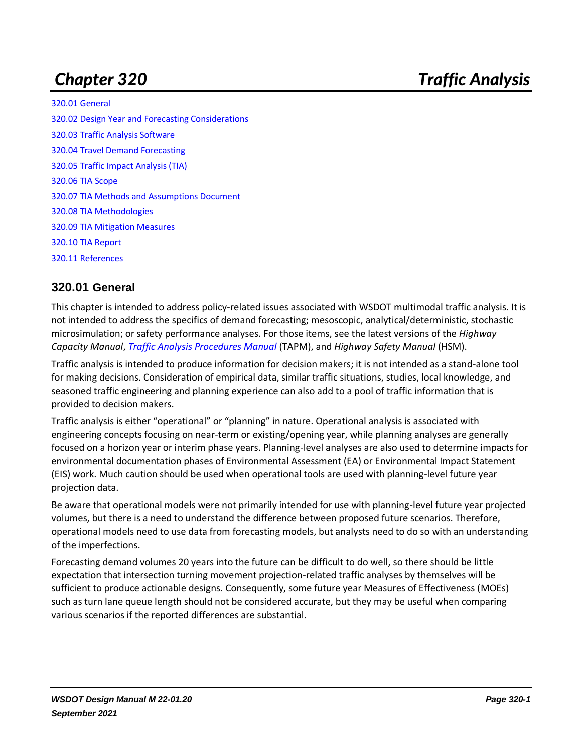# Chapter 320 Traffic Analysis

320.01 General
320.02 Design Year and Forecasting Considerations
320.03 Traffic Analysis Software
320.04 Travel Demand Forecasting
320.05 Traffic Impact Analysis (TIA)
320.06 TIA Scope
320.07 TIA Methods and Assumptions Document
320.08 TIA Methodologies
320.09 TIA Mitigation Measures
320.10 TIA Report
320.11 References

## 320.01 General

This chapter is intended to address policy-related issues associated with WSDOT multimodal traffic analysis. It is not intended to address the specifics of demand forecasting; mesoscopic, analytical/deterministic, stochastic microsimulation; or safety performance analyses. For those items, see the latest versions of the *Highway Capacity Manual*, *Traffic Analysis Procedures Manual* (TAPM), and *Highway Safety Manual* (HSM).

Traffic analysis is intended to produce information for decision makers; it is not intended as a stand-alone tool for making decisions. Consideration of empirical data, similar traffic situations, studies, local knowledge, and seasoned traffic engineering and planning experience can also add to a pool of traffic information that is provided to decision makers.

Traffic analysis is either "operational" or "planning" in nature. Operational analysis is associated with engineering concepts focusing on near-term or existing/opening year, while planning analyses are generally focused on a horizon year or interim phase years. Planning-level analyses are also used to determine impacts for environmental documentation phases of Environmental Assessment (EA) or Environmental Impact Statement (EIS) work. Much caution should be used when operational tools are used with planning-level future year projection data.

Be aware that operational models were not primarily intended for use with planning-level future year projected volumes, but there is a need to understand the difference between proposed future scenarios. Therefore, operational models need to use data from forecasting models, but analysts need to do so with an understanding of the imperfections.

Forecasting demand volumes 20 years into the future can be difficult to do well, so there should be little expectation that intersection turning movement projection-related traffic analyses by themselves will be sufficient to produce actionable designs. Consequently, some future year Measures of Effectiveness (MOEs) such as turn lane queue length should not be considered accurate, but they may be useful when comparing various scenarios if the reported differences are substantial.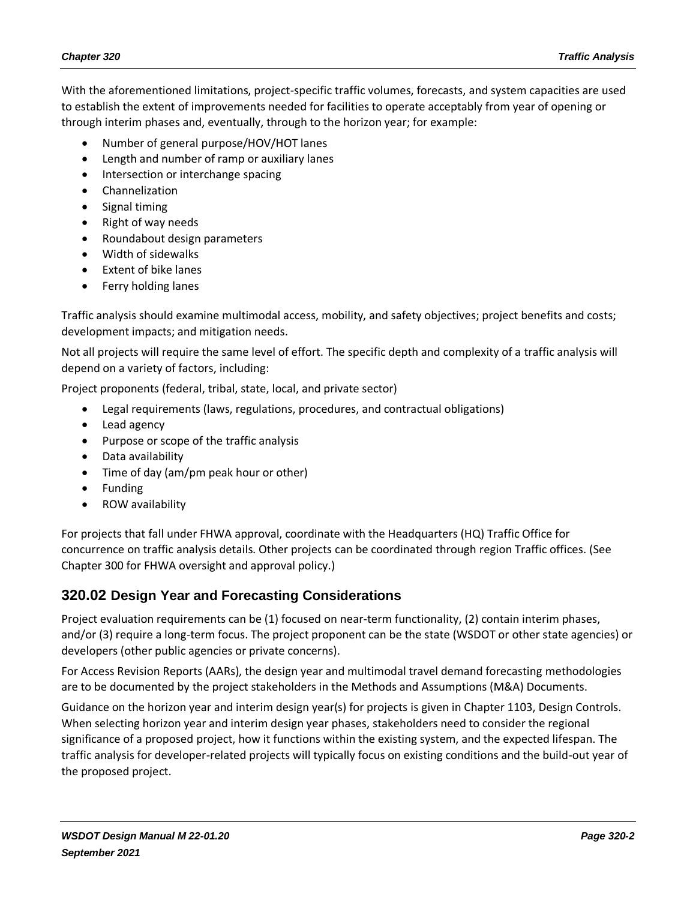With the aforementioned limitations, project-specific traffic volumes, forecasts, and system capacities are used to establish the extent of improvements needed for facilities to operate acceptably from year of opening or through interim phases and, eventually, through to the horizon year; for example:

- Number of general purpose/HOV/HOT lanes
- Length and number of ramp or auxiliary lanes
- Intersection or interchange spacing
- Channelization
- Signal timing
- Right of way needs
- Roundabout design parameters
- Width of sidewalks
- Extent of bike lanes
- Ferry holding lanes

Traffic analysis should examine multimodal access, mobility, and safety objectives; project benefits and costs; development impacts; and mitigation needs.

Not all projects will require the same level of effort. The specific depth and complexity of a traffic analysis will depend on a variety of factors, including:

Project proponents (federal, tribal, state, local, and private sector)

- Legal requirements (laws, regulations, procedures, and contractual obligations)
- Lead agency
- Purpose or scope of the traffic analysis
- Data availability
- Time of day (am/pm peak hour or other)
- Funding
- ROW availability

For projects that fall under FHWA approval, coordinate with the Headquarters (HQ) Traffic Office for concurrence on traffic analysis details. Other projects can be coordinated through region Traffic offices. (See Chapter 300 for FHWA oversight and approval policy.)

## 320.02 Design Year and Forecasting Considerations

Project evaluation requirements can be (1) focused on near-term functionality, (2) contain interim phases, and/or (3) require a long-term focus. The project proponent can be the state (WSDOT or other state agencies) or developers (other public agencies or private concerns).

For Access Revision Reports (AARs), the design year and multimodal travel demand forecasting methodologies are to be documented by the project stakeholders in the Methods and Assumptions (M&A) Documents.

Guidance on the horizon year and interim design year(s) for projects is given in Chapter 1103, Design Controls. When selecting horizon year and interim design year phases, stakeholders need to consider the regional significance of a proposed project, how it functions within the existing system, and the expected lifespan. The traffic analysis for developer-related projects will typically focus on existing conditions and the build-out year of the proposed project.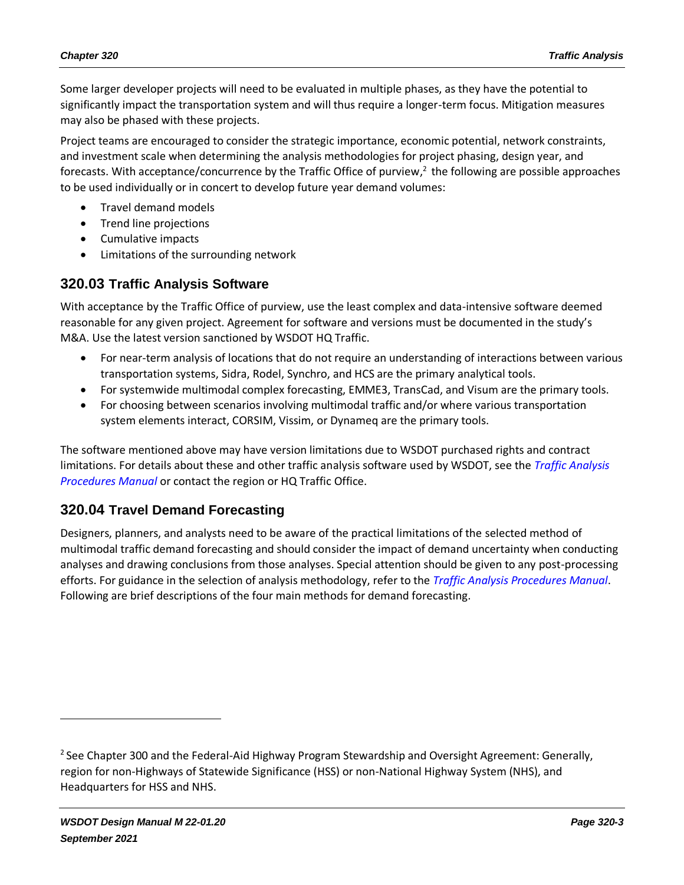Some larger developer projects will need to be evaluated in multiple phases, as they have the potential to significantly impact the transportation system and will thus require a longer-term focus. Mitigation measures may also be phased with these projects.

Project teams are encouraged to consider the strategic importance, economic potential, network constraints, and investment scale when determining the analysis methodologies for project phasing, design year, and forecasts. With acceptance/concurrence by the Traffic Office of purview,[2] the following are possible approaches to be used individually or in concert to develop future year demand volumes:

- Travel demand models
- Trend line projections
- Cumulative impacts
- Limitations of the surrounding network

## 320.03 Traffic Analysis Software

With acceptance by the Traffic Office of purview, use the least complex and data-intensive software deemed reasonable for any given project. Agreement for software and versions must be documented in the study's M&A. Use the latest version sanctioned by WSDOT HQ Traffic.

- For near-term analysis of locations that do not require an understanding of interactions between various transportation systems, Sidra, Rodel, Synchro, and HCS are the primary analytical tools.
- For systemwide multimodal complex forecasting, EMME3, TransCad, and Visum are the primary tools.
- For choosing between scenarios involving multimodal traffic and/or where various transportation system elements interact, CORSIM, Vissim, or Dynameq are the primary tools.

The software mentioned above may have version limitations due to WSDOT purchased rights and contract limitations. For details about these and other traffic analysis software used by WSDOT, see the *Traffic Analysis Procedures Manual* or contact the region or HQ Traffic Office.

## 320.04 Travel Demand Forecasting

Designers, planners, and analysts need to be aware of the practical limitations of the selected method of multimodal traffic demand forecasting and should consider the impact of demand uncertainty when conducting analyses and drawing conclusions from those analyses. Special attention should be given to any post-processing efforts. For guidance in the selection of analysis methodology, refer to the *Traffic Analysis Procedures Manual*. Following are brief descriptions of the four main methods for demand forecasting.

---

[2] See Chapter 300 and the Federal-Aid Highway Program Stewardship and Oversight Agreement: Generally, region for non-Highways of Statewide Significance (HSS) or non-National Highway System (NHS), and Headquarters for HSS and NHS.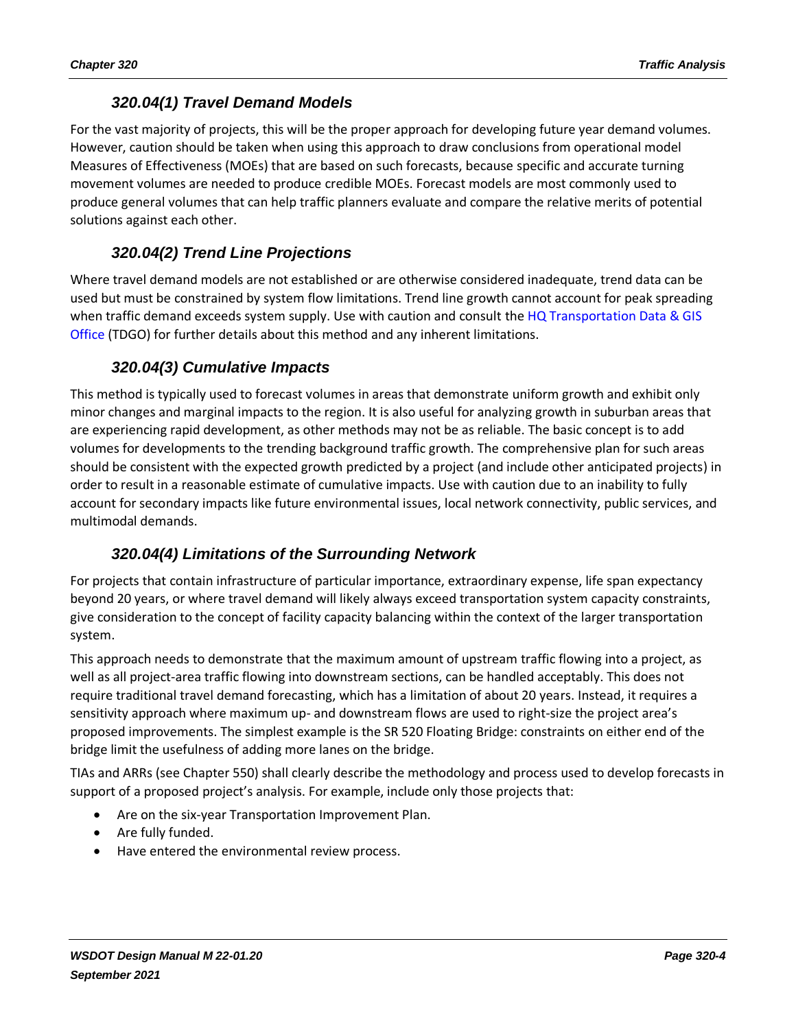### 320.04(1) Travel Demand Models

For the vast majority of projects, this will be the proper approach for developing future year demand volumes. However, caution should be taken when using this approach to draw conclusions from operational model Measures of Effectiveness (MOEs) that are based on such forecasts, because specific and accurate turning movement volumes are needed to produce credible MOEs. Forecast models are most commonly used to produce general volumes that can help traffic planners evaluate and compare the relative merits of potential solutions against each other.

### 320.04(2) Trend Line Projections

Where travel demand models are not established or are otherwise considered inadequate, trend data can be used but must be constrained by system flow limitations. Trend line growth cannot account for peak spreading when traffic demand exceeds system supply. Use with caution and consult the HQ Transportation Data & GIS Office (TDGO) for further details about this method and any inherent limitations.

### 320.04(3) Cumulative Impacts

This method is typically used to forecast volumes in areas that demonstrate uniform growth and exhibit only minor changes and marginal impacts to the region. It is also useful for analyzing growth in suburban areas that are experiencing rapid development, as other methods may not be as reliable. The basic concept is to add volumes for developments to the trending background traffic growth. The comprehensive plan for such areas should be consistent with the expected growth predicted by a project (and include other anticipated projects) in order to result in a reasonable estimate of cumulative impacts. Use with caution due to an inability to fully account for secondary impacts like future environmental issues, local network connectivity, public services, and multimodal demands.

### 320.04(4) Limitations of the Surrounding Network

For projects that contain infrastructure of particular importance, extraordinary expense, life span expectancy beyond 20 years, or where travel demand will likely always exceed transportation system capacity constraints, give consideration to the concept of facility capacity balancing within the context of the larger transportation system.

This approach needs to demonstrate that the maximum amount of upstream traffic flowing into a project, as well as all project-area traffic flowing into downstream sections, can be handled acceptably. This does not require traditional travel demand forecasting, which has a limitation of about 20 years. Instead, it requires a sensitivity approach where maximum up- and downstream flows are used to right-size the project area's proposed improvements. The simplest example is the SR 520 Floating Bridge: constraints on either end of the bridge limit the usefulness of adding more lanes on the bridge.

TIAs and ARRs (see Chapter 550) shall clearly describe the methodology and process used to develop forecasts in support of a proposed project's analysis. For example, include only those projects that:

- Are on the six-year Transportation Improvement Plan.
- Are fully funded.
- Have entered the environmental review process.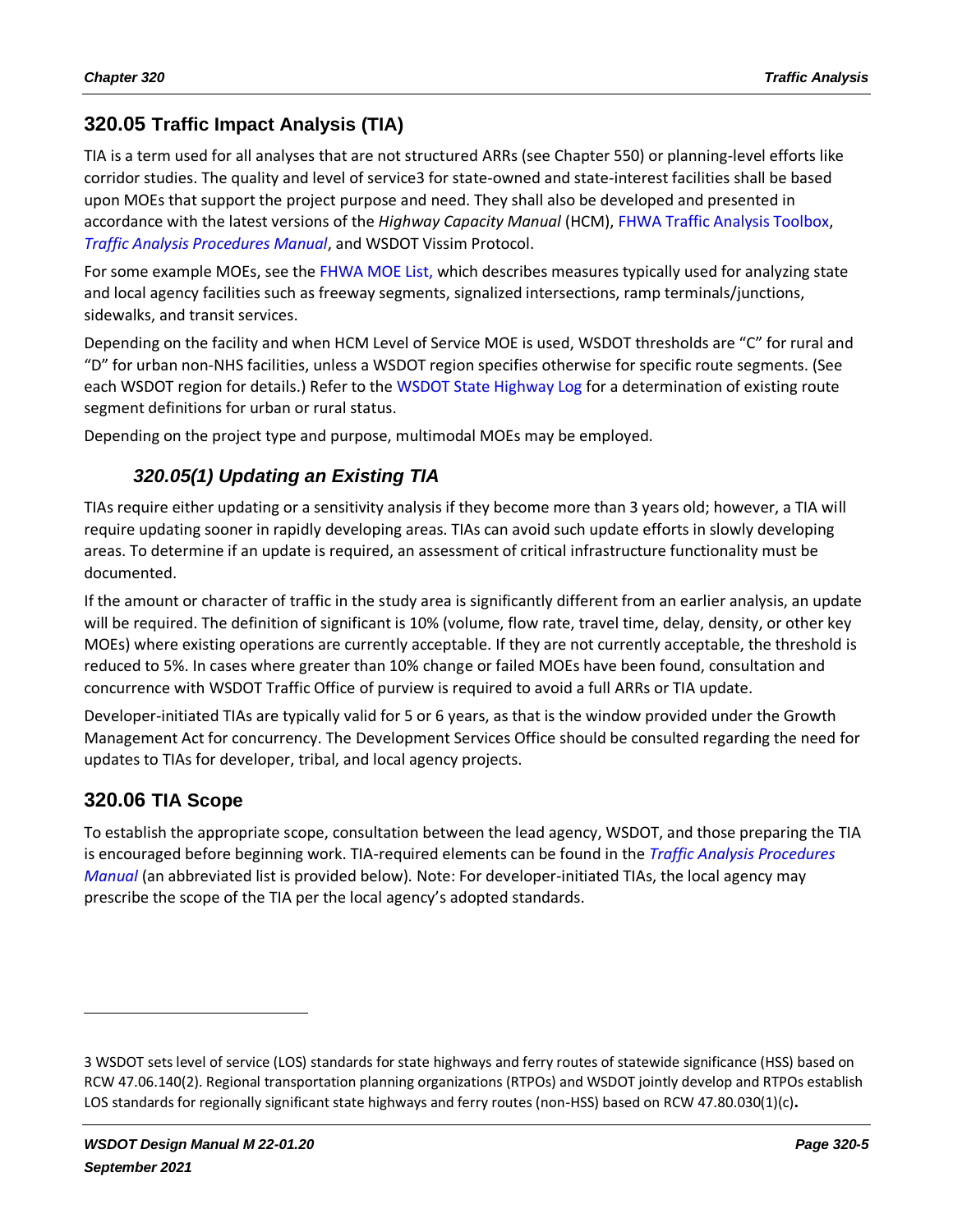## 320.05 Traffic Impact Analysis (TIA)

TIA is a term used for all analyses that are not structured ARRs (see Chapter 550) or planning-level efforts like corridor studies. The quality and level of service[3] for state-owned and state-interest facilities shall be based upon MOEs that support the project purpose and need. They shall also be developed and presented in accordance with the latest versions of the *Highway Capacity Manual* (HCM), FHWA Traffic Analysis Toolbox, *Traffic Analysis Procedures Manual*, and WSDOT Vissim Protocol.

For some example MOEs, see the FHWA MOE List, which describes measures typically used for analyzing state and local agency facilities such as freeway segments, signalized intersections, ramp terminals/junctions, sidewalks, and transit services.

Depending on the facility and when HCM Level of Service MOE is used, WSDOT thresholds are "C" for rural and "D" for urban non-NHS facilities, unless a WSDOT region specifies otherwise for specific route segments. (See each WSDOT region for details.) Refer to the WSDOT State Highway Log for a determination of existing route segment definitions for urban or rural status.

Depending on the project type and purpose, multimodal MOEs may be employed.

### *320.05(1) Updating an Existing TIA*

TIAs require either updating or a sensitivity analysis if they become more than 3 years old; however, a TIA will require updating sooner in rapidly developing areas. TIAs can avoid such update efforts in slowly developing areas. To determine if an update is required, an assessment of critical infrastructure functionality must be documented.

If the amount or character of traffic in the study area is significantly different from an earlier analysis, an update will be required. The definition of significant is 10% (volume, flow rate, travel time, delay, density, or other key MOEs) where existing operations are currently acceptable. If they are not currently acceptable, the threshold is reduced to 5%. In cases where greater than 10% change or failed MOEs have been found, consultation and concurrence with WSDOT Traffic Office of purview is required to avoid a full ARRs or TIA update.

Developer-initiated TIAs are typically valid for 5 or 6 years, as that is the window provided under the Growth Management Act for concurrency. The Development Services Office should be consulted regarding the need for updates to TIAs for developer, tribal, and local agency projects.

## 320.06 TIA Scope

To establish the appropriate scope, consultation between the lead agency, WSDOT, and those preparing the TIA is encouraged before beginning work. TIA-required elements can be found in the *Traffic Analysis Procedures Manual* (an abbreviated list is provided below). Note: For developer-initiated TIAs, the local agency may prescribe the scope of the TIA per the local agency's adopted standards.

---

3 WSDOT sets level of service (LOS) standards for state highways and ferry routes of statewide significance (HSS) based on RCW 47.06.140(2). Regional transportation planning organizations (RTPOs) and WSDOT jointly develop and RTPOs establish LOS standards for regionally significant state highways and ferry routes (non-HSS) based on RCW 47.80.030(1)(c).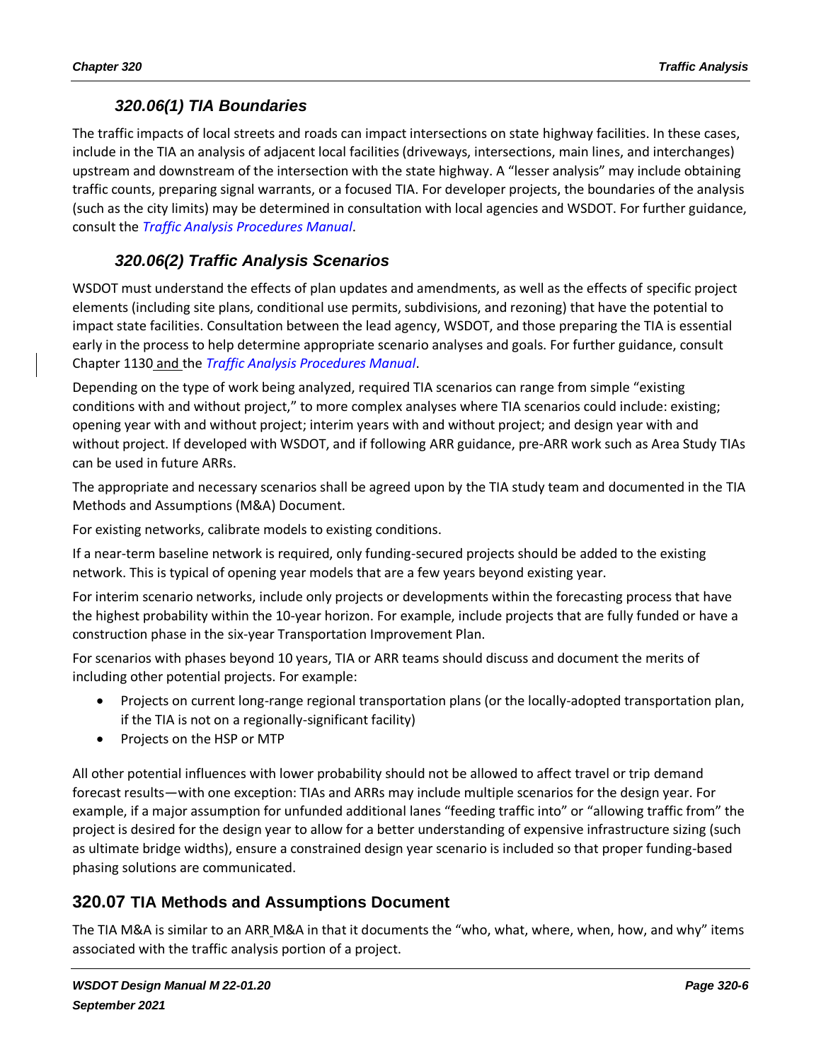### 320.06(1) TIA Boundaries

The traffic impacts of local streets and roads can impact intersections on state highway facilities. In these cases, include in the TIA an analysis of adjacent local facilities (driveways, intersections, main lines, and interchanges) upstream and downstream of the intersection with the state highway. A "lesser analysis" may include obtaining traffic counts, preparing signal warrants, or a focused TIA. For developer projects, the boundaries of the analysis (such as the city limits) may be determined in consultation with local agencies and WSDOT. For further guidance, consult the *Traffic Analysis Procedures Manual*.

### 320.06(2) Traffic Analysis Scenarios

WSDOT must understand the effects of plan updates and amendments, as well as the effects of specific project elements (including site plans, conditional use permits, subdivisions, and rezoning) that have the potential to impact state facilities. Consultation between the lead agency, WSDOT, and those preparing the TIA is essential early in the process to help determine appropriate scenario analyses and goals. For further guidance, consult Chapter 1130 and the *Traffic Analysis Procedures Manual*.

Depending on the type of work being analyzed, required TIA scenarios can range from simple "existing conditions with and without project," to more complex analyses where TIA scenarios could include: existing; opening year with and without project; interim years with and without project; and design year with and without project. If developed with WSDOT, and if following ARR guidance, pre-ARR work such as Area Study TIAs can be used in future ARRs.

The appropriate and necessary scenarios shall be agreed upon by the TIA study team and documented in the TIA Methods and Assumptions (M&A) Document.

For existing networks, calibrate models to existing conditions.

If a near-term baseline network is required, only funding-secured projects should be added to the existing network. This is typical of opening year models that are a few years beyond existing year.

For interim scenario networks, include only projects or developments within the forecasting process that have the highest probability within the 10-year horizon. For example, include projects that are fully funded or have a construction phase in the six-year Transportation Improvement Plan.

For scenarios with phases beyond 10 years, TIA or ARR teams should discuss and document the merits of including other potential projects. For example:

- Projects on current long-range regional transportation plans (or the locally-adopted transportation plan, if the TIA is not on a regionally-significant facility)
- Projects on the HSP or MTP

All other potential influences with lower probability should not be allowed to affect travel or trip demand forecast results—with one exception: TIAs and ARRs may include multiple scenarios for the design year. For example, if a major assumption for unfunded additional lanes "feeding traffic into" or "allowing traffic from" the project is desired for the design year to allow for a better understanding of expensive infrastructure sizing (such as ultimate bridge widths), ensure a constrained design year scenario is included so that proper funding-based phasing solutions are communicated.

## 320.07 TIA Methods and Assumptions Document

The TIA M&A is similar to an ARR M&A in that it documents the "who, what, where, when, how, and why" items associated with the traffic analysis portion of a project.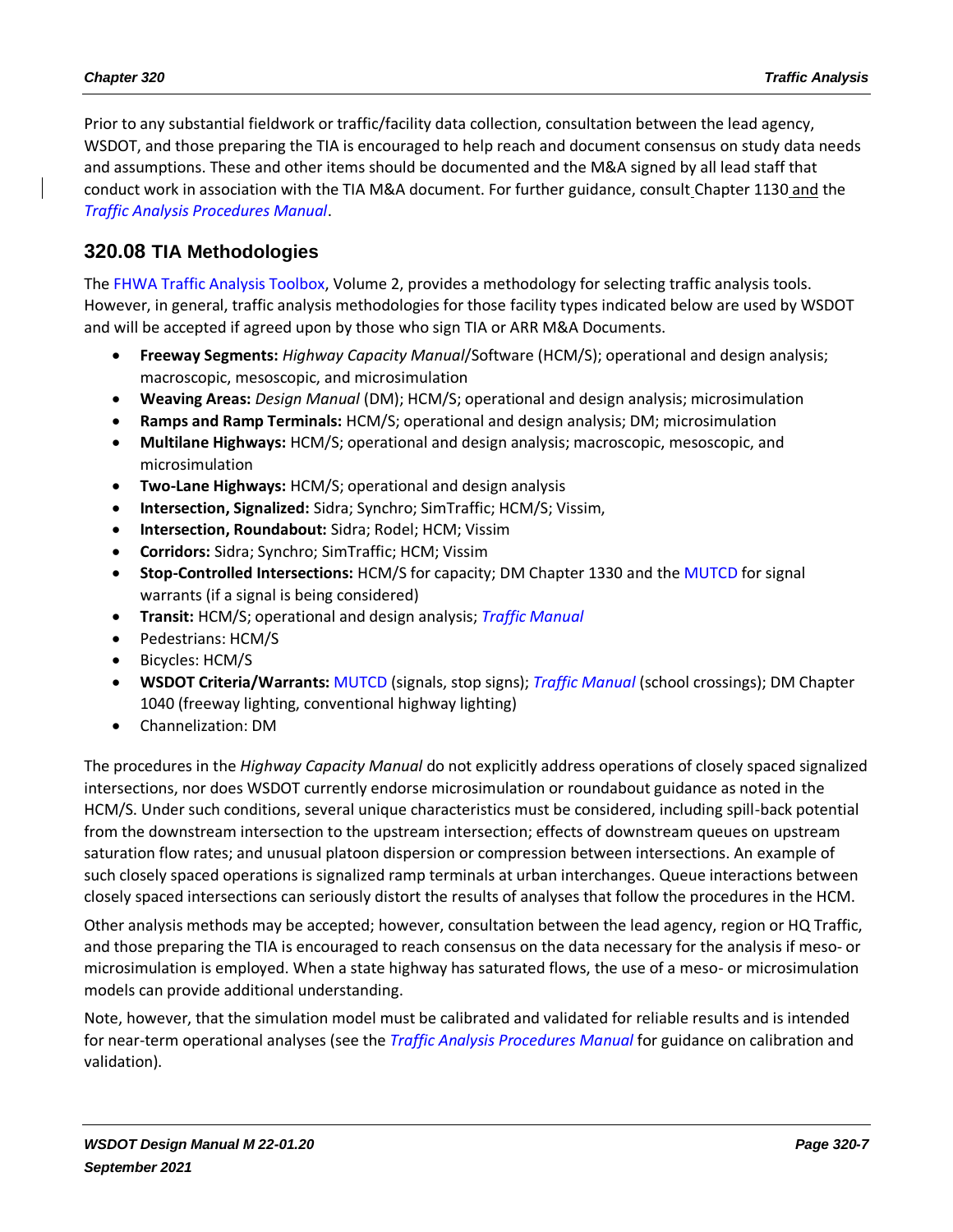Prior to any substantial fieldwork or traffic/facility data collection, consultation between the lead agency, WSDOT, and those preparing the TIA is encouraged to help reach and document consensus on study data needs and assumptions. These and other items should be documented and the M&A signed by all lead staff that conduct work in association with the TIA M&A document. For further guidance, consult Chapter 1130 and the *Traffic Analysis Procedures Manual*.

## 320.08 TIA Methodologies

The FHWA Traffic Analysis Toolbox, Volume 2, provides a methodology for selecting traffic analysis tools. However, in general, traffic analysis methodologies for those facility types indicated below are used by WSDOT and will be accepted if agreed upon by those who sign TIA or ARR M&A Documents.

- **Freeway Segments:** *Highway Capacity Manual*/Software (HCM/S); operational and design analysis; macroscopic, mesoscopic, and microsimulation
- **Weaving Areas:** *Design Manual* (DM); HCM/S; operational and design analysis; microsimulation
- **Ramps and Ramp Terminals:** HCM/S; operational and design analysis; DM; microsimulation
- **Multilane Highways:** HCM/S; operational and design analysis; macroscopic, mesoscopic, and microsimulation
- **Two-Lane Highways:** HCM/S; operational and design analysis
- **Intersection, Signalized:** Sidra; Synchro; SimTraffic; HCM/S; Vissim,
- **Intersection, Roundabout:** Sidra; Rodel; HCM; Vissim
- **Corridors:** Sidra; Synchro; SimTraffic; HCM; Vissim
- **Stop-Controlled Intersections:** HCM/S for capacity; DM Chapter 1330 and the MUTCD for signal warrants (if a signal is being considered)
- **Transit:** HCM/S; operational and design analysis; *Traffic Manual*
- Pedestrians: HCM/S
- Bicycles: HCM/S
- **WSDOT Criteria/Warrants:** MUTCD (signals, stop signs); *Traffic Manual* (school crossings); DM Chapter 1040 (freeway lighting, conventional highway lighting)
- Channelization: DM

The procedures in the *Highway Capacity Manual* do not explicitly address operations of closely spaced signalized intersections, nor does WSDOT currently endorse microsimulation or roundabout guidance as noted in the HCM/S. Under such conditions, several unique characteristics must be considered, including spill-back potential from the downstream intersection to the upstream intersection; effects of downstream queues on upstream saturation flow rates; and unusual platoon dispersion or compression between intersections. An example of such closely spaced operations is signalized ramp terminals at urban interchanges. Queue interactions between closely spaced intersections can seriously distort the results of analyses that follow the procedures in the HCM.

Other analysis methods may be accepted; however, consultation between the lead agency, region or HQ Traffic, and those preparing the TIA is encouraged to reach consensus on the data necessary for the analysis if meso- or microsimulation is employed. When a state highway has saturated flows, the use of a meso- or microsimulation models can provide additional understanding.

Note, however, that the simulation model must be calibrated and validated for reliable results and is intended for near-term operational analyses (see the *Traffic Analysis Procedures Manual* for guidance on calibration and validation).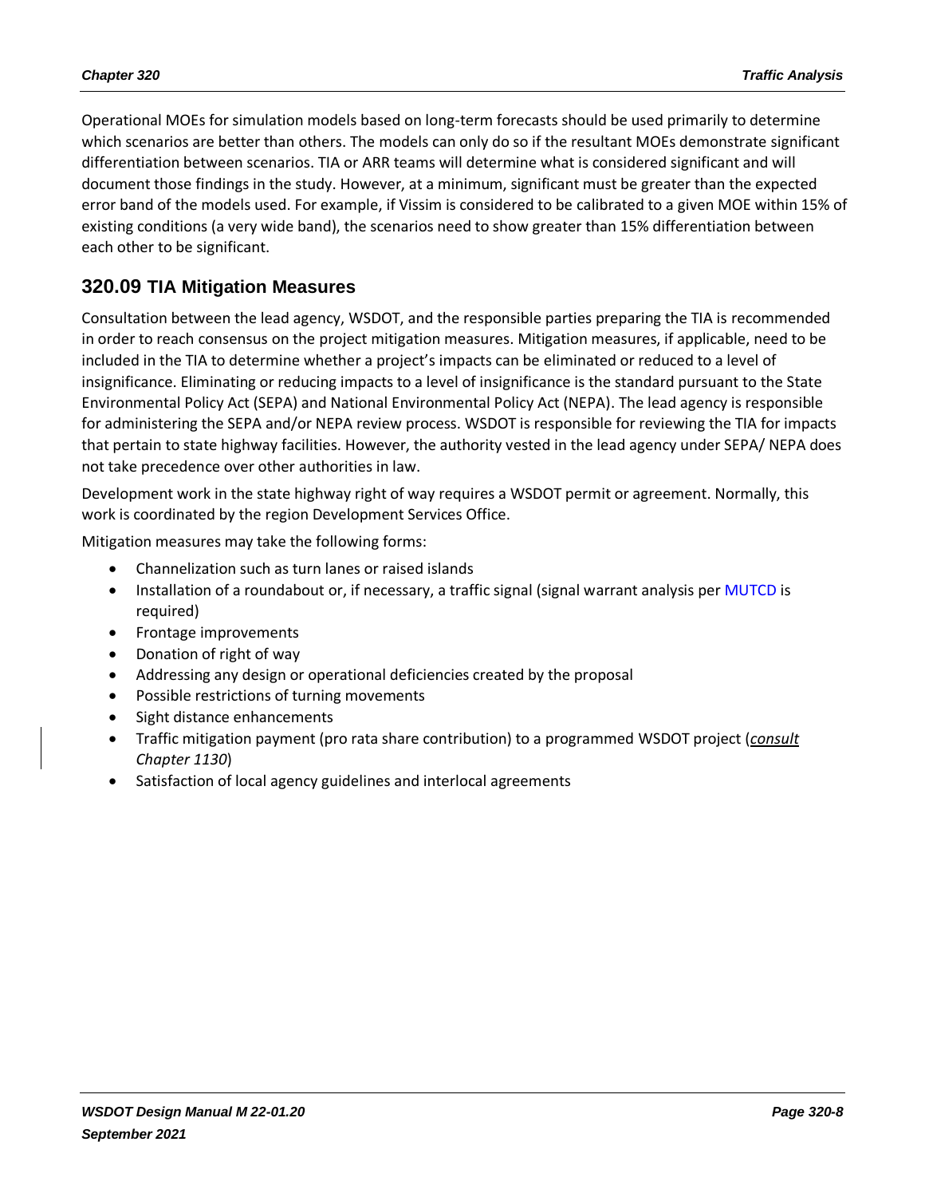Operational MOEs for simulation models based on long-term forecasts should be used primarily to determine which scenarios are better than others. The models can only do so if the resultant MOEs demonstrate significant differentiation between scenarios. TIA or ARR teams will determine what is considered significant and will document those findings in the study. However, at a minimum, significant must be greater than the expected error band of the models used. For example, if Vissim is considered to be calibrated to a given MOE within 15% of existing conditions (a very wide band), the scenarios need to show greater than 15% differentiation between each other to be significant.

## 320.09 TIA Mitigation Measures

Consultation between the lead agency, WSDOT, and the responsible parties preparing the TIA is recommended in order to reach consensus on the project mitigation measures. Mitigation measures, if applicable, need to be included in the TIA to determine whether a project's impacts can be eliminated or reduced to a level of insignificance. Eliminating or reducing impacts to a level of insignificance is the standard pursuant to the State Environmental Policy Act (SEPA) and National Environmental Policy Act (NEPA). The lead agency is responsible for administering the SEPA and/or NEPA review process. WSDOT is responsible for reviewing the TIA for impacts that pertain to state highway facilities. However, the authority vested in the lead agency under SEPA/ NEPA does not take precedence over other authorities in law.

Development work in the state highway right of way requires a WSDOT permit or agreement. Normally, this work is coordinated by the region Development Services Office.

Mitigation measures may take the following forms:

- Channelization such as turn lanes or raised islands
- Installation of a roundabout or, if necessary, a traffic signal (signal warrant analysis per MUTCD is required)
- Frontage improvements
- Donation of right of way
- Addressing any design or operational deficiencies created by the proposal
- Possible restrictions of turning movements
- Sight distance enhancements
- Traffic mitigation payment (pro rata share contribution) to a programmed WSDOT project (*consult Chapter 1130*)
- Satisfaction of local agency guidelines and interlocal agreements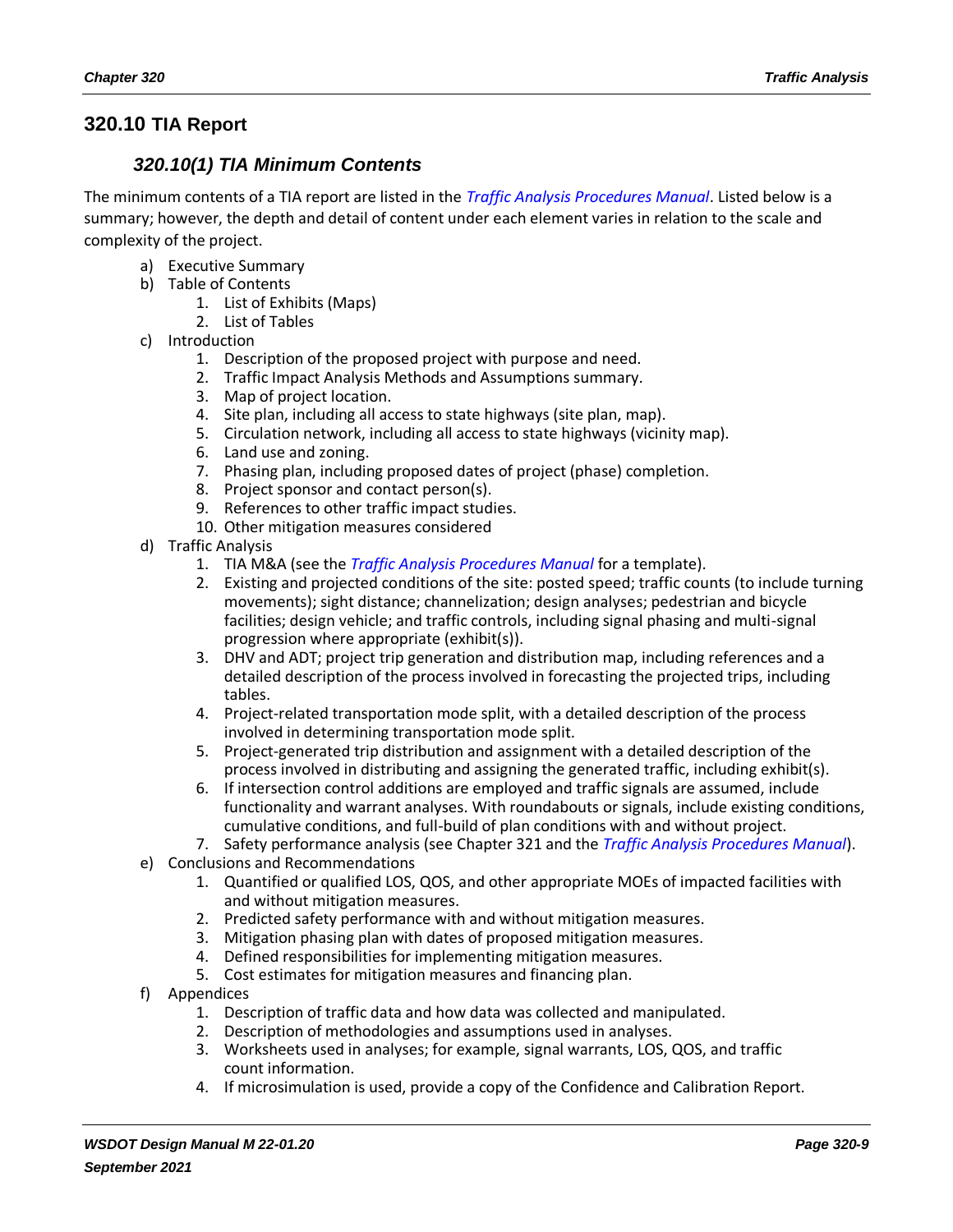## 320.10 TIA Report

### *320.10(1) TIA Minimum Contents*

The minimum contents of a TIA report are listed in the *Traffic Analysis Procedures Manual*. Listed below is a summary; however, the depth and detail of content under each element varies in relation to the scale and complexity of the project.

a) Executive Summary
b) Table of Contents
   1. List of Exhibits (Maps)
   2. List of Tables
c) Introduction
   1. Description of the proposed project with purpose and need.
   2. Traffic Impact Analysis Methods and Assumptions summary.
   3. Map of project location.
   4. Site plan, including all access to state highways (site plan, map).
   5. Circulation network, including all access to state highways (vicinity map).
   6. Land use and zoning.
   7. Phasing plan, including proposed dates of project (phase) completion.
   8. Project sponsor and contact person(s).
   9. References to other traffic impact studies.
   10. Other mitigation measures considered
d) Traffic Analysis
   1. TIA M&A (see the *Traffic Analysis Procedures Manual* for a template).
   2. Existing and projected conditions of the site: posted speed; traffic counts (to include turning movements); sight distance; channelization; design analyses; pedestrian and bicycle facilities; design vehicle; and traffic controls, including signal phasing and multi-signal progression where appropriate (exhibit(s)).
   3. DHV and ADT; project trip generation and distribution map, including references and a detailed description of the process involved in forecasting the projected trips, including tables.
   4. Project-related transportation mode split, with a detailed description of the process involved in determining transportation mode split.
   5. Project-generated trip distribution and assignment with a detailed description of the process involved in distributing and assigning the generated traffic, including exhibit(s).
   6. If intersection control additions are employed and traffic signals are assumed, include functionality and warrant analyses. With roundabouts or signals, include existing conditions, cumulative conditions, and full-build of plan conditions with and without project.
   7. Safety performance analysis (see Chapter 321 and the *Traffic Analysis Procedures Manual*).
e) Conclusions and Recommendations
   1. Quantified or qualified LOS, QOS, and other appropriate MOEs of impacted facilities with and without mitigation measures.
   2. Predicted safety performance with and without mitigation measures.
   3. Mitigation phasing plan with dates of proposed mitigation measures.
   4. Defined responsibilities for implementing mitigation measures.
   5. Cost estimates for mitigation measures and financing plan.
f) Appendices
   1. Description of traffic data and how data was collected and manipulated.
   2. Description of methodologies and assumptions used in analyses.
   3. Worksheets used in analyses; for example, signal warrants, LOS, QOS, and traffic count information.
   4. If microsimulation is used, provide a copy of the Confidence and Calibration Report.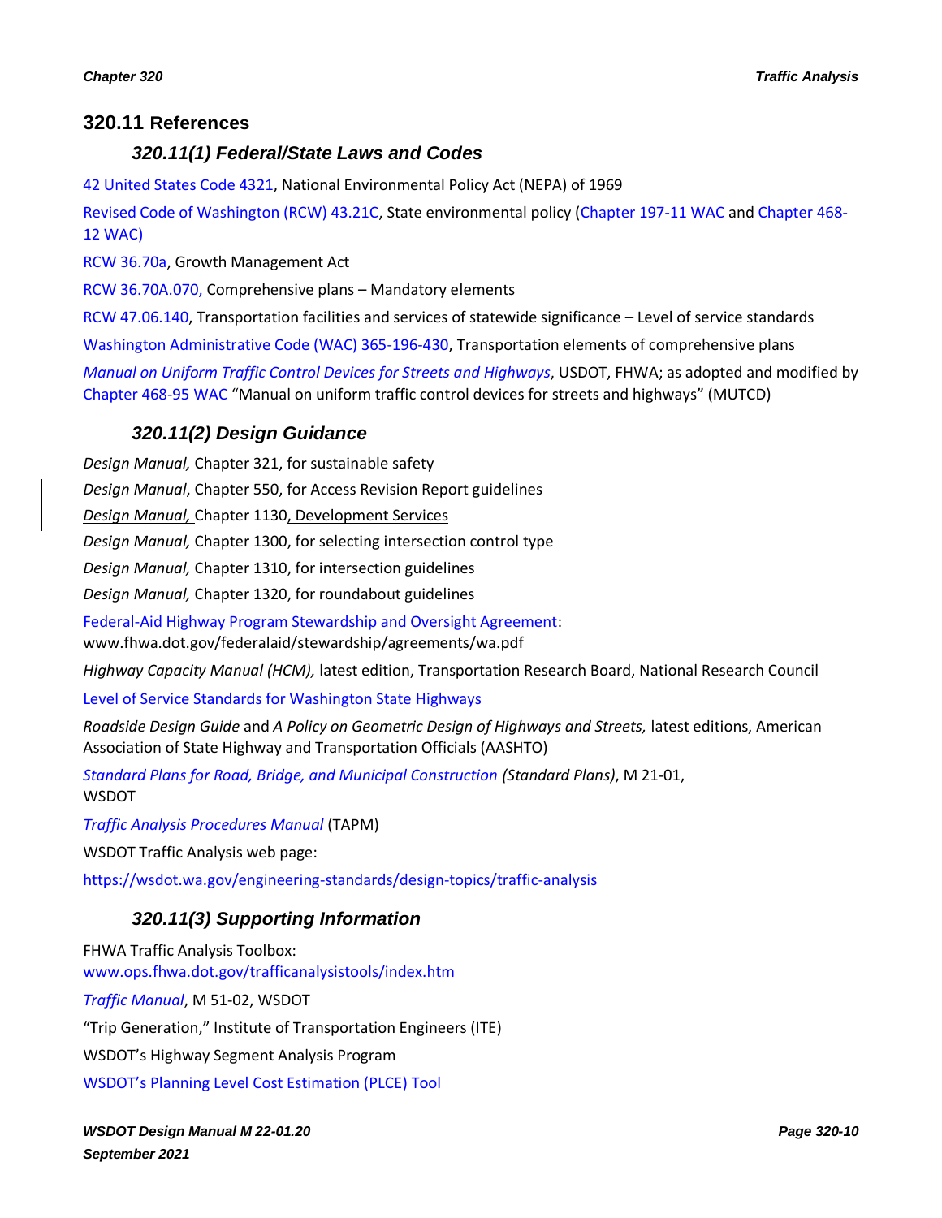## 320.11 References

### 320.11(1) Federal/State Laws and Codes

42 United States Code 4321, National Environmental Policy Act (NEPA) of 1969

Revised Code of Washington (RCW) 43.21C, State environmental policy (Chapter 197-11 WAC and Chapter 468-12 WAC)

RCW 36.70a, Growth Management Act

RCW 36.70A.070, Comprehensive plans – Mandatory elements

RCW 47.06.140, Transportation facilities and services of statewide significance – Level of service standards

Washington Administrative Code (WAC) 365-196-430, Transportation elements of comprehensive plans

*Manual on Uniform Traffic Control Devices for Streets and Highways*, USDOT, FHWA; as adopted and modified by Chapter 468-95 WAC "Manual on uniform traffic control devices for streets and highways" (MUTCD)

### 320.11(2) Design Guidance

*Design Manual,* Chapter 321, for sustainable safety

*Design Manual*, Chapter 550, for Access Revision Report guidelines

*Design Manual,* Chapter 1130, Development Services

*Design Manual,* Chapter 1300, for selecting intersection control type

*Design Manual,* Chapter 1310, for intersection guidelines

*Design Manual,* Chapter 1320, for roundabout guidelines

Federal-Aid Highway Program Stewardship and Oversight Agreement:
www.fhwa.dot.gov/federalaid/stewardship/agreements/wa.pdf

*Highway Capacity Manual (HCM),* latest edition, Transportation Research Board, National Research Council

Level of Service Standards for Washington State Highways

*Roadside Design Guide* and *A Policy on Geometric Design of Highways and Streets,* latest editions, American Association of State Highway and Transportation Officials (AASHTO)

*Standard Plans for Road, Bridge, and Municipal Construction (Standard Plans)*, M 21-01, WSDOT

*Traffic Analysis Procedures Manual* (TAPM)

WSDOT Traffic Analysis web page:

https://wsdot.wa.gov/engineering-standards/design-topics/traffic-analysis

### 320.11(3) Supporting Information

FHWA Traffic Analysis Toolbox:
www.ops.fhwa.dot.gov/trafficanalysistools/index.htm

*Traffic Manual*, M 51-02, WSDOT

"Trip Generation," Institute of Transportation Engineers (ITE)

WSDOT's Highway Segment Analysis Program

WSDOT's Planning Level Cost Estimation (PLCE) Tool